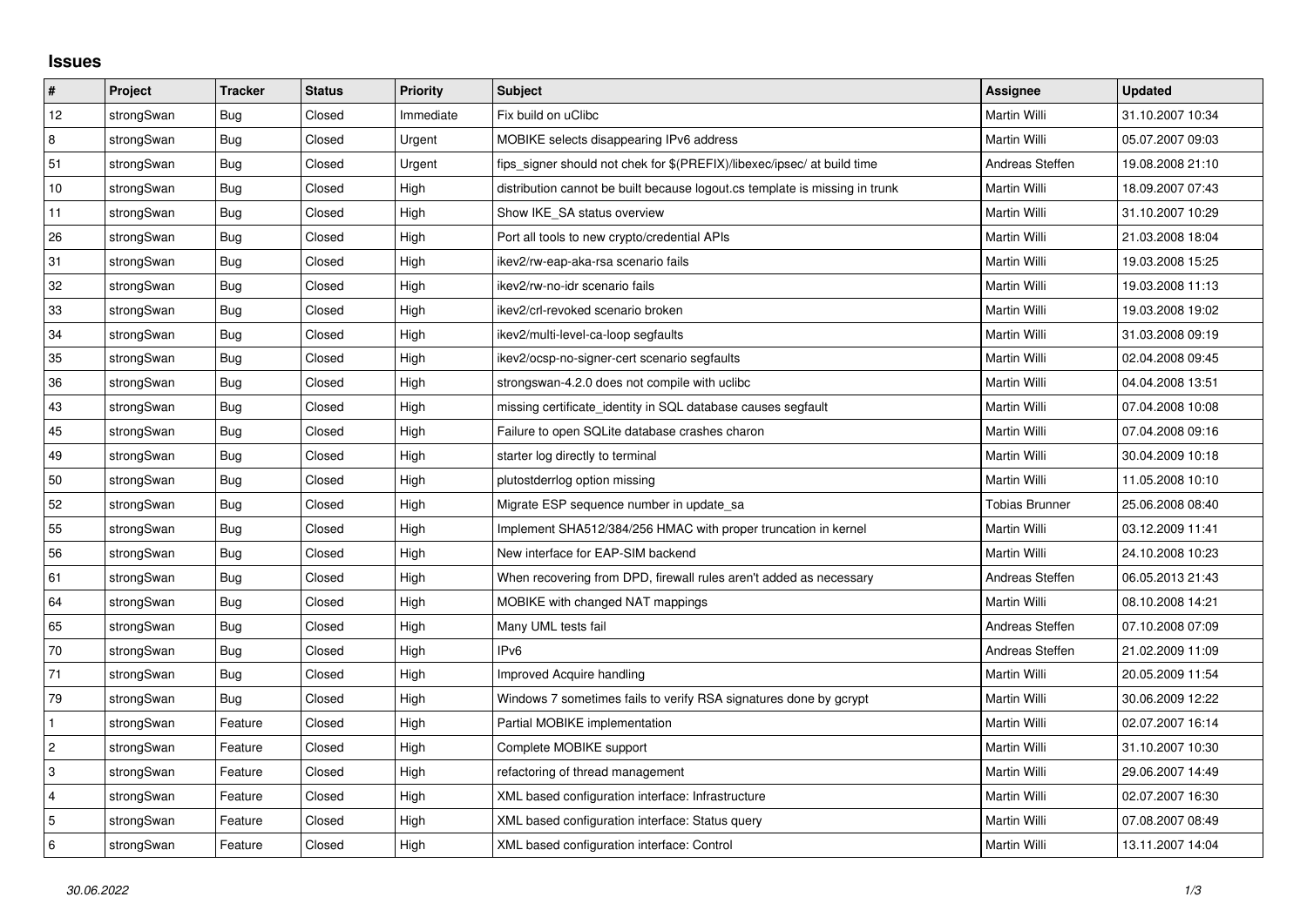# Issues

| # | Project | Tracker | Status | Priority | Subject | Assignee | Updated |
|---|---|---|---|---|---|---|---|
| 12 | strongSwan | Bug | Closed | Immediate | Fix build on uClibc | Martin Willi | 31.10.2007 10:34 |
| 8 | strongSwan | Bug | Closed | Urgent | MOBIKE selects disappearing IPv6 address | Martin Willi | 05.07.2007 09:03 |
| 51 | strongSwan | Bug | Closed | Urgent | fips_signer should not chek for $(PREFIX)/libexec/ipsec/ at build time | Andreas Steffen | 19.08.2008 21:10 |
| 10 | strongSwan | Bug | Closed | High | distribution cannot be built because logout.cs template is missing in trunk | Martin Willi | 18.09.2007 07:43 |
| 11 | strongSwan | Bug | Closed | High | Show IKE_SA status overview | Martin Willi | 31.10.2007 10:29 |
| 26 | strongSwan | Bug | Closed | High | Port all tools to new crypto/credential APIs | Martin Willi | 21.03.2008 18:04 |
| 31 | strongSwan | Bug | Closed | High | ikev2/rw-eap-aka-rsa scenario fails | Martin Willi | 19.03.2008 15:25 |
| 32 | strongSwan | Bug | Closed | High | ikev2/rw-no-idr scenario fails | Martin Willi | 19.03.2008 11:13 |
| 33 | strongSwan | Bug | Closed | High | ikev2/crl-revoked scenario broken | Martin Willi | 19.03.2008 19:02 |
| 34 | strongSwan | Bug | Closed | High | ikev2/multi-level-ca-loop segfaults | Martin Willi | 31.03.2008 09:19 |
| 35 | strongSwan | Bug | Closed | High | ikev2/ocsp-no-signer-cert scenario segfaults | Martin Willi | 02.04.2008 09:45 |
| 36 | strongSwan | Bug | Closed | High | strongswan-4.2.0 does not compile with uclibc | Martin Willi | 04.04.2008 13:51 |
| 43 | strongSwan | Bug | Closed | High | missing certificate_identity in SQL database causes segfault | Martin Willi | 07.04.2008 10:08 |
| 45 | strongSwan | Bug | Closed | High | Failure to open SQLite database crashes charon | Martin Willi | 07.04.2008 09:16 |
| 49 | strongSwan | Bug | Closed | High | starter log directly to terminal | Martin Willi | 30.04.2009 10:18 |
| 50 | strongSwan | Bug | Closed | High | plutostderrlog option missing | Martin Willi | 11.05.2008 10:10 |
| 52 | strongSwan | Bug | Closed | High | Migrate ESP sequence number in update_sa | Tobias Brunner | 25.06.2008 08:40 |
| 55 | strongSwan | Bug | Closed | High | Implement SHA512/384/256 HMAC with proper truncation in kernel | Martin Willi | 03.12.2009 11:41 |
| 56 | strongSwan | Bug | Closed | High | New interface for EAP-SIM backend | Martin Willi | 24.10.2008 10:23 |
| 61 | strongSwan | Bug | Closed | High | When recovering from DPD, firewall rules aren't added as necessary | Andreas Steffen | 06.05.2013 21:43 |
| 64 | strongSwan | Bug | Closed | High | MOBIKE with changed NAT mappings | Martin Willi | 08.10.2008 14:21 |
| 65 | strongSwan | Bug | Closed | High | Many UML tests fail | Andreas Steffen | 07.10.2008 07:09 |
| 70 | strongSwan | Bug | Closed | High | IPv6 | Andreas Steffen | 21.02.2009 11:09 |
| 71 | strongSwan | Bug | Closed | High | Improved Acquire handling | Martin Willi | 20.05.2009 11:54 |
| 79 | strongSwan | Bug | Closed | High | Windows 7 sometimes fails to verify RSA signatures done by gcrypt | Martin Willi | 30.06.2009 12:22 |
| 1 | strongSwan | Feature | Closed | High | Partial MOBIKE implementation | Martin Willi | 02.07.2007 16:14 |
| 2 | strongSwan | Feature | Closed | High | Complete MOBIKE support | Martin Willi | 31.10.2007 10:30 |
| 3 | strongSwan | Feature | Closed | High | refactoring of thread management | Martin Willi | 29.06.2007 14:49 |
| 4 | strongSwan | Feature | Closed | High | XML based configuration interface: Infrastructure | Martin Willi | 02.07.2007 16:30 |
| 5 | strongSwan | Feature | Closed | High | XML based configuration interface: Status query | Martin Willi | 07.08.2007 08:49 |
| 6 | strongSwan | Feature | Closed | High | XML based configuration interface: Control | Martin Willi | 13.11.2007 14:04 |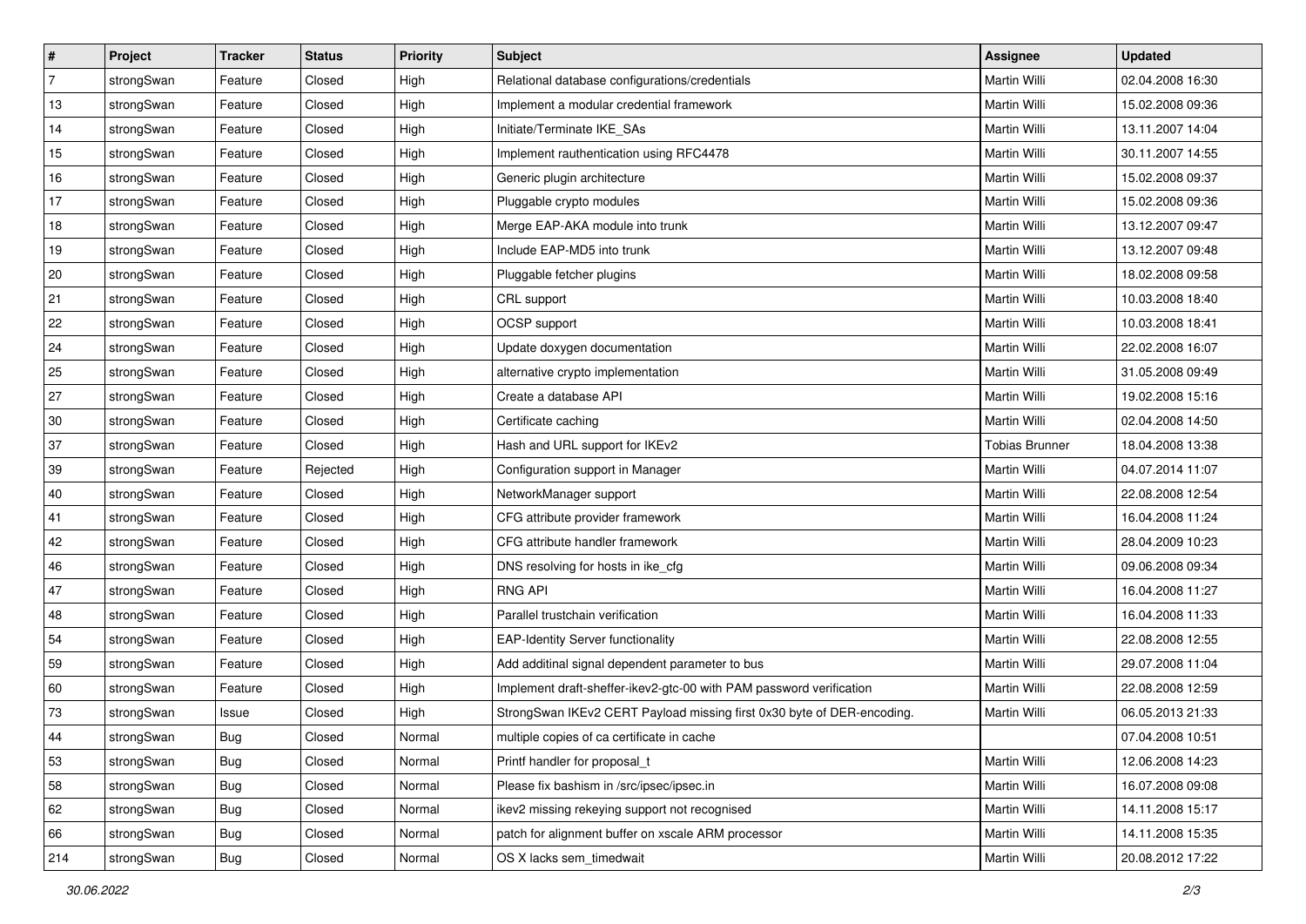| # | Project | Tracker | Status | Priority | Subject | Assignee | Updated |
|---|---|---|---|---|---|---|---|
| 7 | strongSwan | Feature | Closed | High | Relational database configurations/credentials | Martin Willi | 02.04.2008 16:30 |
| 13 | strongSwan | Feature | Closed | High | Implement a modular credential framework | Martin Willi | 15.02.2008 09:36 |
| 14 | strongSwan | Feature | Closed | High | Initiate/Terminate IKE_SAs | Martin Willi | 13.11.2007 14:04 |
| 15 | strongSwan | Feature | Closed | High | Implement rauthentication using RFC4478 | Martin Willi | 30.11.2007 14:55 |
| 16 | strongSwan | Feature | Closed | High | Generic plugin architecture | Martin Willi | 15.02.2008 09:37 |
| 17 | strongSwan | Feature | Closed | High | Pluggable crypto modules | Martin Willi | 15.02.2008 09:36 |
| 18 | strongSwan | Feature | Closed | High | Merge EAP-AKA module into trunk | Martin Willi | 13.12.2007 09:47 |
| 19 | strongSwan | Feature | Closed | High | Include EAP-MD5 into trunk | Martin Willi | 13.12.2007 09:48 |
| 20 | strongSwan | Feature | Closed | High | Pluggable fetcher plugins | Martin Willi | 18.02.2008 09:58 |
| 21 | strongSwan | Feature | Closed | High | CRL support | Martin Willi | 10.03.2008 18:40 |
| 22 | strongSwan | Feature | Closed | High | OCSP support | Martin Willi | 10.03.2008 18:41 |
| 24 | strongSwan | Feature | Closed | High | Update doxygen documentation | Martin Willi | 22.02.2008 16:07 |
| 25 | strongSwan | Feature | Closed | High | alternative crypto implementation | Martin Willi | 31.05.2008 09:49 |
| 27 | strongSwan | Feature | Closed | High | Create a database API | Martin Willi | 19.02.2008 15:16 |
| 30 | strongSwan | Feature | Closed | High | Certificate caching | Martin Willi | 02.04.2008 14:50 |
| 37 | strongSwan | Feature | Closed | High | Hash and URL support for IKEv2 | Tobias Brunner | 18.04.2008 13:38 |
| 39 | strongSwan | Feature | Rejected | High | Configuration support in Manager | Martin Willi | 04.07.2014 11:07 |
| 40 | strongSwan | Feature | Closed | High | NetworkManager support | Martin Willi | 22.08.2008 12:54 |
| 41 | strongSwan | Feature | Closed | High | CFG attribute provider framework | Martin Willi | 16.04.2008 11:24 |
| 42 | strongSwan | Feature | Closed | High | CFG attribute handler framework | Martin Willi | 28.04.2009 10:23 |
| 46 | strongSwan | Feature | Closed | High | DNS resolving for hosts in ike_cfg | Martin Willi | 09.06.2008 09:34 |
| 47 | strongSwan | Feature | Closed | High | RNG API | Martin Willi | 16.04.2008 11:27 |
| 48 | strongSwan | Feature | Closed | High | Parallel trustchain verification | Martin Willi | 16.04.2008 11:33 |
| 54 | strongSwan | Feature | Closed | High | EAP-Identity Server functionality | Martin Willi | 22.08.2008 12:55 |
| 59 | strongSwan | Feature | Closed | High | Add additinal signal dependent parameter to bus | Martin Willi | 29.07.2008 11:04 |
| 60 | strongSwan | Feature | Closed | High | Implement draft-sheffer-ikev2-gtc-00 with PAM password verification | Martin Willi | 22.08.2008 12:59 |
| 73 | strongSwan | Issue | Closed | High | StrongSwan IKEv2 CERT Payload missing first 0x30 byte of DER-encoding. | Martin Willi | 06.05.2013 21:33 |
| 44 | strongSwan | Bug | Closed | Normal | multiple copies of ca certificate in cache | | 07.04.2008 10:51 |
| 53 | strongSwan | Bug | Closed | Normal | Printf handler for proposal_t | Martin Willi | 12.06.2008 14:23 |
| 58 | strongSwan | Bug | Closed | Normal | Please fix bashism in /src/ipsec/ipsec.in | Martin Willi | 16.07.2008 09:08 |
| 62 | strongSwan | Bug | Closed | Normal | ikev2 missing rekeying support not recognised | Martin Willi | 14.11.2008 15:17 |
| 66 | strongSwan | Bug | Closed | Normal | patch for alignment buffer on xscale ARM processor | Martin Willi | 14.11.2008 15:35 |
| 214 | strongSwan | Bug | Closed | Normal | OS X lacks sem_timedwait | Martin Willi | 20.08.2012 17:22 |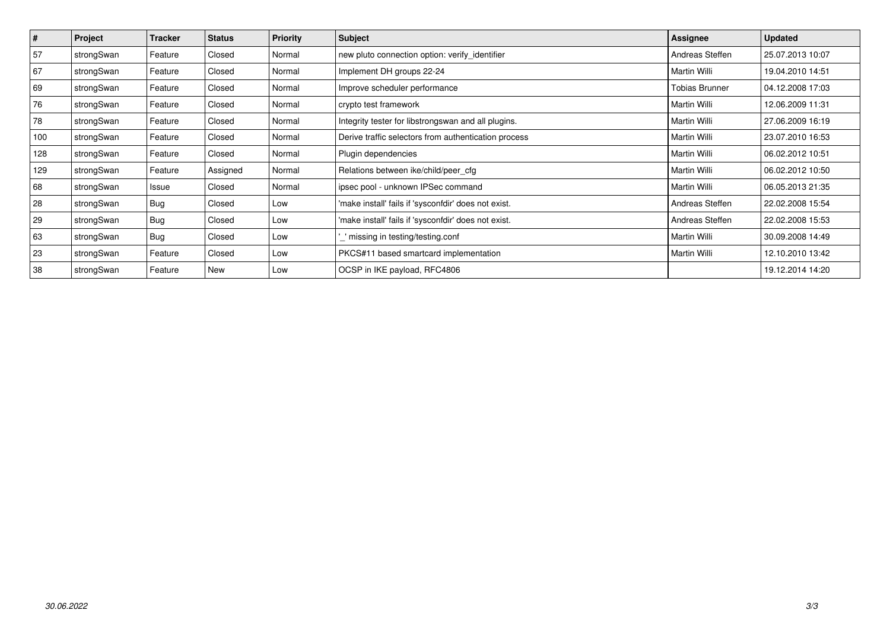| # | Project | Tracker | Status | Priority | Subject | Assignee | Updated |
|---|---|---|---|---|---|---|---|
| 57 | strongSwan | Feature | Closed | Normal | new pluto connection option: verify_identifier | Andreas Steffen | 25.07.2013 10:07 |
| 67 | strongSwan | Feature | Closed | Normal | Implement DH groups 22-24 | Martin Willi | 19.04.2010 14:51 |
| 69 | strongSwan | Feature | Closed | Normal | Improve scheduler performance | Tobias Brunner | 04.12.2008 17:03 |
| 76 | strongSwan | Feature | Closed | Normal | crypto test framework | Martin Willi | 12.06.2009 11:31 |
| 78 | strongSwan | Feature | Closed | Normal | Integrity tester for libstrongswan and all plugins. | Martin Willi | 27.06.2009 16:19 |
| 100 | strongSwan | Feature | Closed | Normal | Derive traffic selectors from authentication process | Martin Willi | 23.07.2010 16:53 |
| 128 | strongSwan | Feature | Closed | Normal | Plugin dependencies | Martin Willi | 06.02.2012 10:51 |
| 129 | strongSwan | Feature | Assigned | Normal | Relations between ike/child/peer_cfg | Martin Willi | 06.02.2012 10:50 |
| 68 | strongSwan | Issue | Closed | Normal | ipsec pool - unknown IPSec command | Martin Willi | 06.05.2013 21:35 |
| 28 | strongSwan | Bug | Closed | Low | 'make install' fails if 'sysconfdir' does not exist. | Andreas Steffen | 22.02.2008 15:54 |
| 29 | strongSwan | Bug | Closed | Low | 'make install' fails if 'sysconfdir' does not exist. | Andreas Steffen | 22.02.2008 15:53 |
| 63 | strongSwan | Bug | Closed | Low | '_' missing in testing/testing.conf | Martin Willi | 30.09.2008 14:49 |
| 23 | strongSwan | Feature | Closed | Low | PKCS#11 based smartcard implementation | Martin Willi | 12.10.2010 13:42 |
| 38 | strongSwan | Feature | New | Low | OCSP in IKE payload, RFC4806 | | 19.12.2014 14:20 |